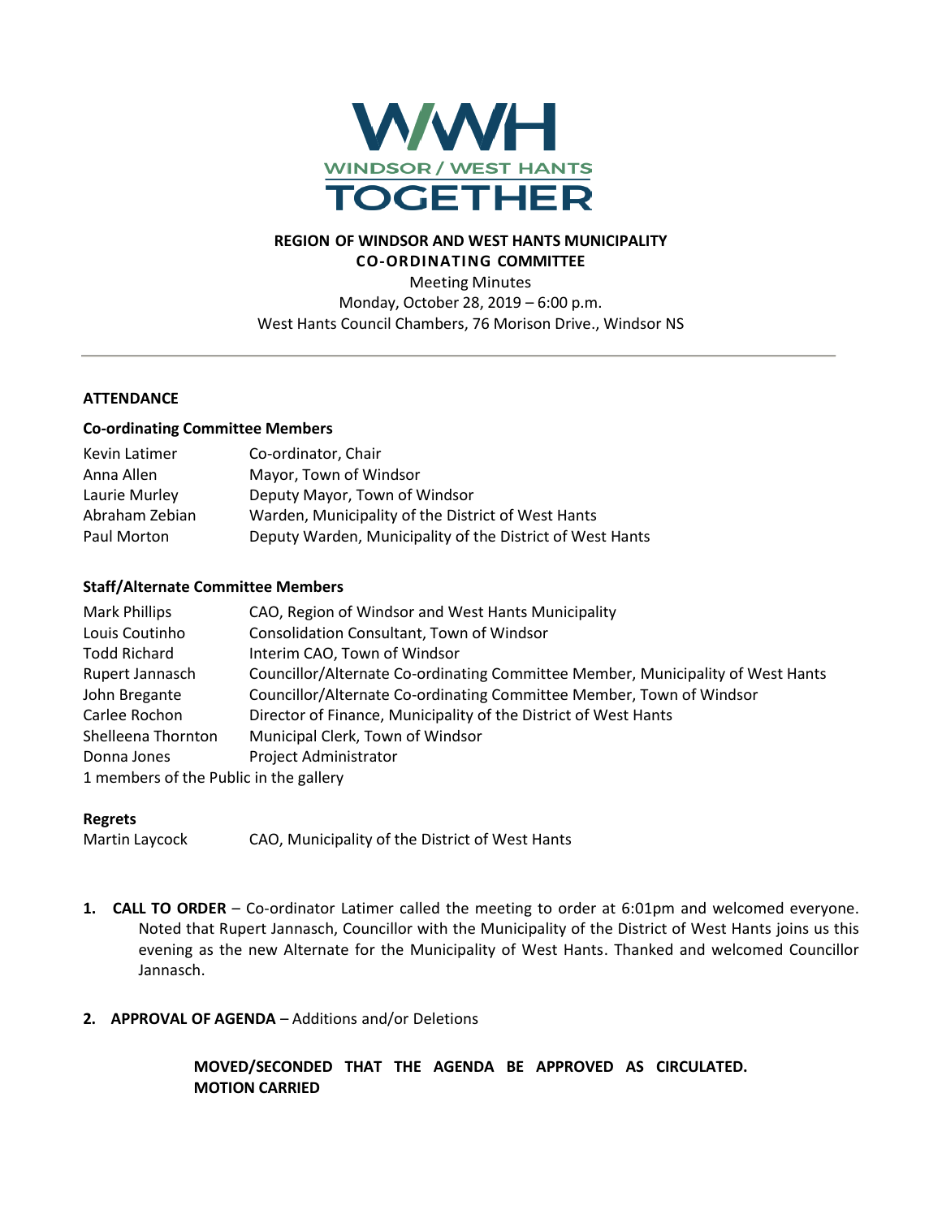WWH
WINDSOR / WEST HANTS
TOGETHER

**REGION OF WINDSOR AND WEST HANTS MUNICIPALITY**
**CO-ORDINATING COMMITTEE**
Meeting Minutes
Monday, October 28, 2019 – 6:00 p.m.
West Hants Council Chambers, 76 Morison Drive., Windsor NS

---

**ATTENDANCE**

**Co-ordinating Committee Members**

| | |
|---|---|
| Kevin Latimer | Co-ordinator, Chair |
| Anna Allen | Mayor, Town of Windsor |
| Laurie Murley | Deputy Mayor, Town of Windsor |
| Abraham Zebian | Warden, Municipality of the District of West Hants |
| Paul Morton | Deputy Warden, Municipality of the District of West Hants |

**Staff/Alternate Committee Members**

| | |
|---|---|
| Mark Phillips | CAO, Region of Windsor and West Hants Municipality |
| Louis Coutinho | Consolidation Consultant, Town of Windsor |
| Todd Richard | Interim CAO, Town of Windsor |
| Rupert Jannasch | Councillor/Alternate Co-ordinating Committee Member, Municipality of West Hants |
| John Bregante | Councillor/Alternate Co-ordinating Committee Member, Town of Windsor |
| Carlee Rochon | Director of Finance, Municipality of the District of West Hants |
| Shelleena Thornton | Municipal Clerk, Town of Windsor |
| Donna Jones | Project Administrator |

1 members of the Public in the gallery

**Regrets**

| | |
|---|---|
| Martin Laycock | CAO, Municipality of the District of West Hants |

1. **CALL TO ORDER** – Co-ordinator Latimer called the meeting to order at 6:01pm and welcomed everyone. Noted that Rupert Jannasch, Councillor with the Municipality of the District of West Hants joins us this evening as the new Alternate for the Municipality of West Hants. Thanked and welcomed Councillor Jannasch.

2. **APPROVAL OF AGENDA** – Additions and/or Deletions

   **MOVED/SECONDED THAT THE AGENDA BE APPROVED AS CIRCULATED.**
   **MOTION CARRIED**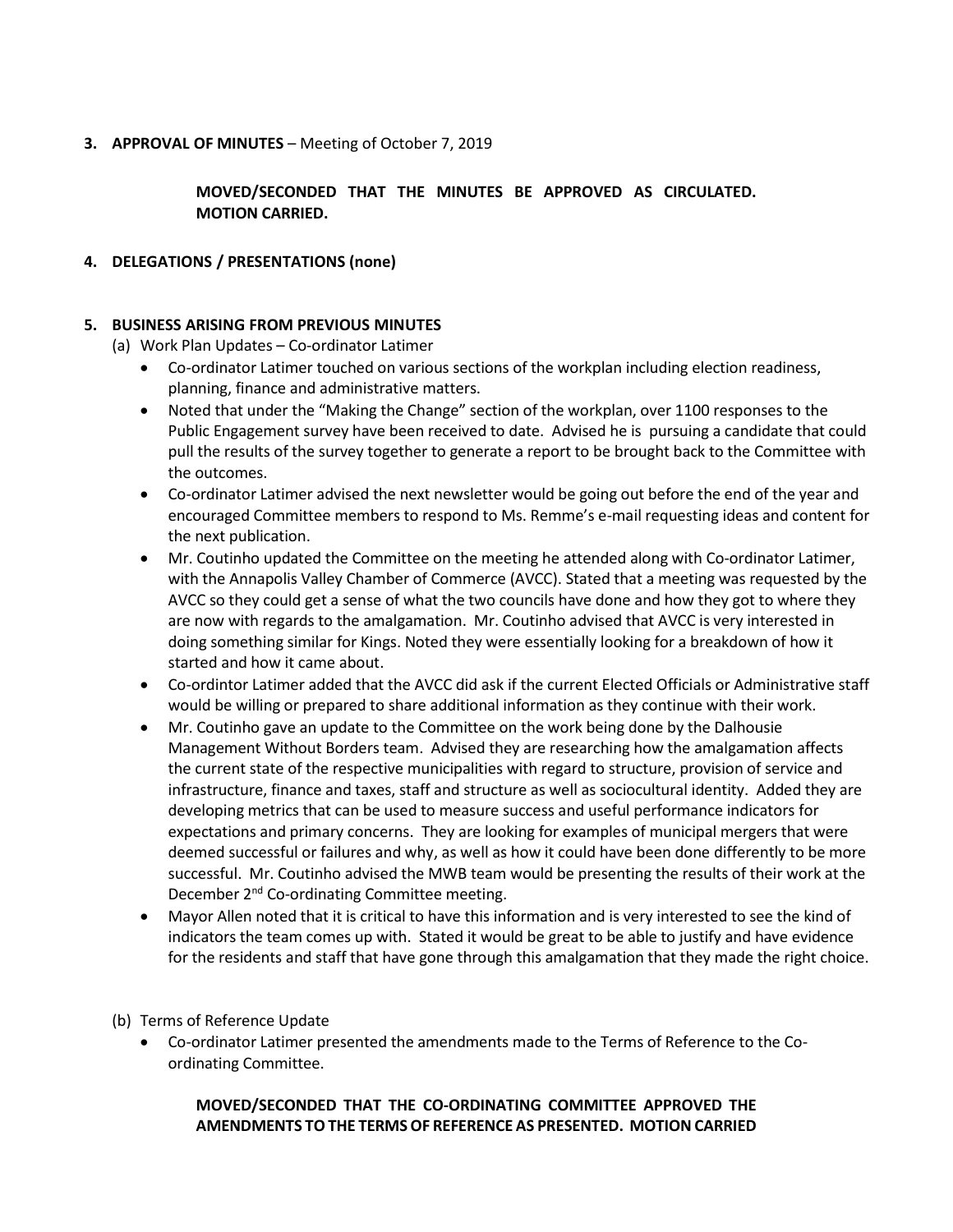**3. APPROVAL OF MINUTES** – Meeting of October 7, 2019

> **MOVED/SECONDED THAT THE MINUTES BE APPROVED AS CIRCULATED. MOTION CARRIED.**

**4. DELEGATIONS / PRESENTATIONS (none)**

**5. BUSINESS ARISING FROM PREVIOUS MINUTES**

(a) Work Plan Updates – Co-ordinator Latimer

- Co-ordinator Latimer touched on various sections of the workplan including election readiness, planning, finance and administrative matters.
- Noted that under the "Making the Change" section of the workplan, over 1100 responses to the Public Engagement survey have been received to date. Advised he is pursuing a candidate that could pull the results of the survey together to generate a report to be brought back to the Committee with the outcomes.
- Co-ordinator Latimer advised the next newsletter would be going out before the end of the year and encouraged Committee members to respond to Ms. Remme's e-mail requesting ideas and content for the next publication.
- Mr. Coutinho updated the Committee on the meeting he attended along with Co-ordinator Latimer, with the Annapolis Valley Chamber of Commerce (AVCC). Stated that a meeting was requested by the AVCC so they could get a sense of what the two councils have done and how they got to where they are now with regards to the amalgamation. Mr. Coutinho advised that AVCC is very interested in doing something similar for Kings. Noted they were essentially looking for a breakdown of how it started and how it came about.
- Co-ordintor Latimer added that the AVCC did ask if the current Elected Officials or Administrative staff would be willing or prepared to share additional information as they continue with their work.
- Mr. Coutinho gave an update to the Committee on the work being done by the Dalhousie Management Without Borders team. Advised they are researching how the amalgamation affects the current state of the respective municipalities with regard to structure, provision of service and infrastructure, finance and taxes, staff and structure as well as sociocultural identity. Added they are developing metrics that can be used to measure success and useful performance indicators for expectations and primary concerns. They are looking for examples of municipal mergers that were deemed successful or failures and why, as well as how it could have been done differently to be more successful. Mr. Coutinho advised the MWB team would be presenting the results of their work at the December 2nd Co-ordinating Committee meeting.
- Mayor Allen noted that it is critical to have this information and is very interested to see the kind of indicators the team comes up with. Stated it would be great to be able to justify and have evidence for the residents and staff that have gone through this amalgamation that they made the right choice.

(b) Terms of Reference Update

- Co-ordinator Latimer presented the amendments made to the Terms of Reference to the Co-ordinating Committee.

> **MOVED/SECONDED THAT THE CO-ORDINATING COMMITTEE APPROVED THE AMENDMENTS TO THE TERMS OF REFERENCE AS PRESENTED. MOTION CARRIED**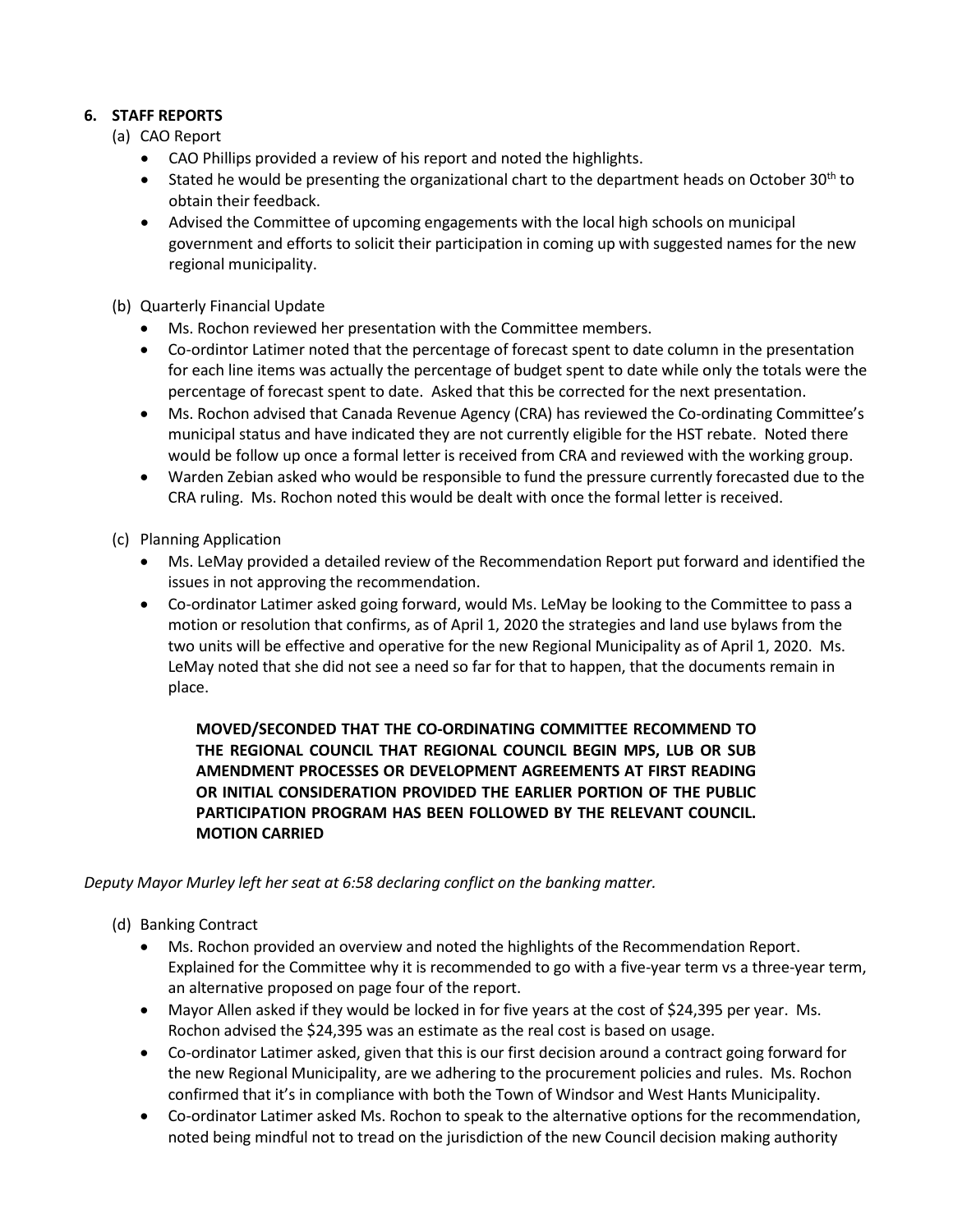## 6. STAFF REPORTS

(a) CAO Report

- CAO Phillips provided a review of his report and noted the highlights.
- Stated he would be presenting the organizational chart to the department heads on October 30th to obtain their feedback.
- Advised the Committee of upcoming engagements with the local high schools on municipal government and efforts to solicit their participation in coming up with suggested names for the new regional municipality.

(b) Quarterly Financial Update

- Ms. Rochon reviewed her presentation with the Committee members.
- Co-ordintor Latimer noted that the percentage of forecast spent to date column in the presentation for each line items was actually the percentage of budget spent to date while only the totals were the percentage of forecast spent to date. Asked that this be corrected for the next presentation.
- Ms. Rochon advised that Canada Revenue Agency (CRA) has reviewed the Co-ordinating Committee's municipal status and have indicated they are not currently eligible for the HST rebate. Noted there would be follow up once a formal letter is received from CRA and reviewed with the working group.
- Warden Zebian asked who would be responsible to fund the pressure currently forecasted due to the CRA ruling. Ms. Rochon noted this would be dealt with once the formal letter is received.

(c) Planning Application

- Ms. LeMay provided a detailed review of the Recommendation Report put forward and identified the issues in not approving the recommendation.
- Co-ordinator Latimer asked going forward, would Ms. LeMay be looking to the Committee to pass a motion or resolution that confirms, as of April 1, 2020 the strategies and land use bylaws from the two units will be effective and operative for the new Regional Municipality as of April 1, 2020. Ms. LeMay noted that she did not see a need so far for that to happen, that the documents remain in place.

> **MOVED/SECONDED THAT THE CO-ORDINATING COMMITTEE RECOMMEND TO THE REGIONAL COUNCIL THAT REGIONAL COUNCIL BEGIN MPS, LUB OR SUB AMENDMENT PROCESSES OR DEVELOPMENT AGREEMENTS AT FIRST READING OR INITIAL CONSIDERATION PROVIDED THE EARLIER PORTION OF THE PUBLIC PARTICIPATION PROGRAM HAS BEEN FOLLOWED BY THE RELEVANT COUNCIL. MOTION CARRIED**

*Deputy Mayor Murley left her seat at 6:58 declaring conflict on the banking matter.*

(d) Banking Contract

- Ms. Rochon provided an overview and noted the highlights of the Recommendation Report. Explained for the Committee why it is recommended to go with a five-year term vs a three-year term, an alternative proposed on page four of the report.
- Mayor Allen asked if they would be locked in for five years at the cost of $24,395 per year. Ms. Rochon advised the $24,395 was an estimate as the real cost is based on usage.
- Co-ordinator Latimer asked, given that this is our first decision around a contract going forward for the new Regional Municipality, are we adhering to the procurement policies and rules. Ms. Rochon confirmed that it's in compliance with both the Town of Windsor and West Hants Municipality.
- Co-ordinator Latimer asked Ms. Rochon to speak to the alternative options for the recommendation, noted being mindful not to tread on the jurisdiction of the new Council decision making authority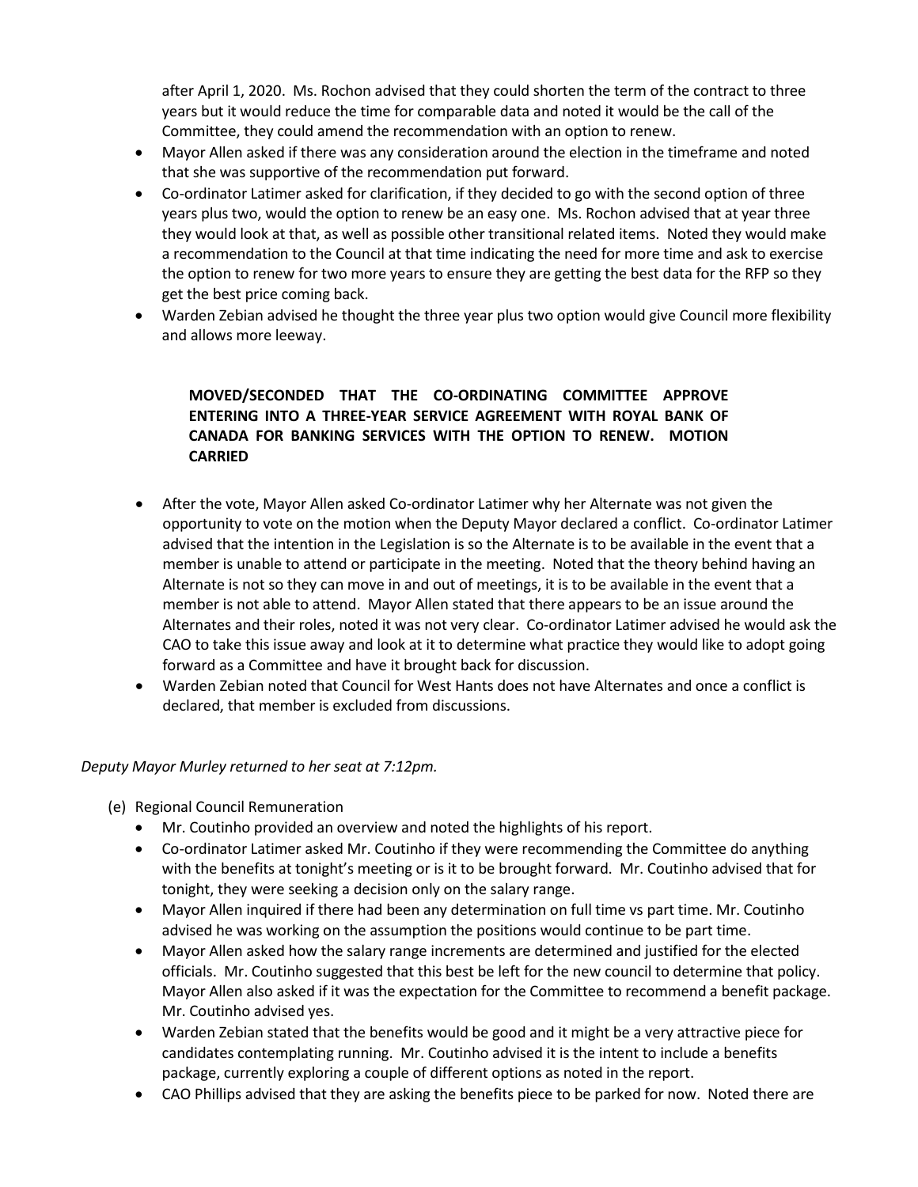after April 1, 2020. Ms. Rochon advised that they could shorten the term of the contract to three years but it would reduce the time for comparable data and noted it would be the call of the Committee, they could amend the recommendation with an option to renew.

- Mayor Allen asked if there was any consideration around the election in the timeframe and noted that she was supportive of the recommendation put forward.
- Co-ordinator Latimer asked for clarification, if they decided to go with the second option of three years plus two, would the option to renew be an easy one. Ms. Rochon advised that at year three they would look at that, as well as possible other transitional related items. Noted they would make a recommendation to the Council at that time indicating the need for more time and ask to exercise the option to renew for two more years to ensure they are getting the best data for the RFP so they get the best price coming back.
- Warden Zebian advised he thought the three year plus two option would give Council more flexibility and allows more leeway.

> **MOVED/SECONDED THAT THE CO-ORDINATING COMMITTEE APPROVE ENTERING INTO A THREE-YEAR SERVICE AGREEMENT WITH ROYAL BANK OF CANADA FOR BANKING SERVICES WITH THE OPTION TO RENEW. MOTION CARRIED**

- After the vote, Mayor Allen asked Co-ordinator Latimer why her Alternate was not given the opportunity to vote on the motion when the Deputy Mayor declared a conflict. Co-ordinator Latimer advised that the intention in the Legislation is so the Alternate is to be available in the event that a member is unable to attend or participate in the meeting. Noted that the theory behind having an Alternate is not so they can move in and out of meetings, it is to be available in the event that a member is not able to attend. Mayor Allen stated that there appears to be an issue around the Alternates and their roles, noted it was not very clear. Co-ordinator Latimer advised he would ask the CAO to take this issue away and look at it to determine what practice they would like to adopt going forward as a Committee and have it brought back for discussion.
- Warden Zebian noted that Council for West Hants does not have Alternates and once a conflict is declared, that member is excluded from discussions.

*Deputy Mayor Murley returned to her seat at 7:12pm.*

(e) Regional Council Remuneration

- Mr. Coutinho provided an overview and noted the highlights of his report.
- Co-ordinator Latimer asked Mr. Coutinho if they were recommending the Committee do anything with the benefits at tonight's meeting or is it to be brought forward. Mr. Coutinho advised that for tonight, they were seeking a decision only on the salary range.
- Mayor Allen inquired if there had been any determination on full time vs part time. Mr. Coutinho advised he was working on the assumption the positions would continue to be part time.
- Mayor Allen asked how the salary range increments are determined and justified for the elected officials. Mr. Coutinho suggested that this best be left for the new council to determine that policy. Mayor Allen also asked if it was the expectation for the Committee to recommend a benefit package. Mr. Coutinho advised yes.
- Warden Zebian stated that the benefits would be good and it might be a very attractive piece for candidates contemplating running. Mr. Coutinho advised it is the intent to include a benefits package, currently exploring a couple of different options as noted in the report.
- CAO Phillips advised that they are asking the benefits piece to be parked for now. Noted there are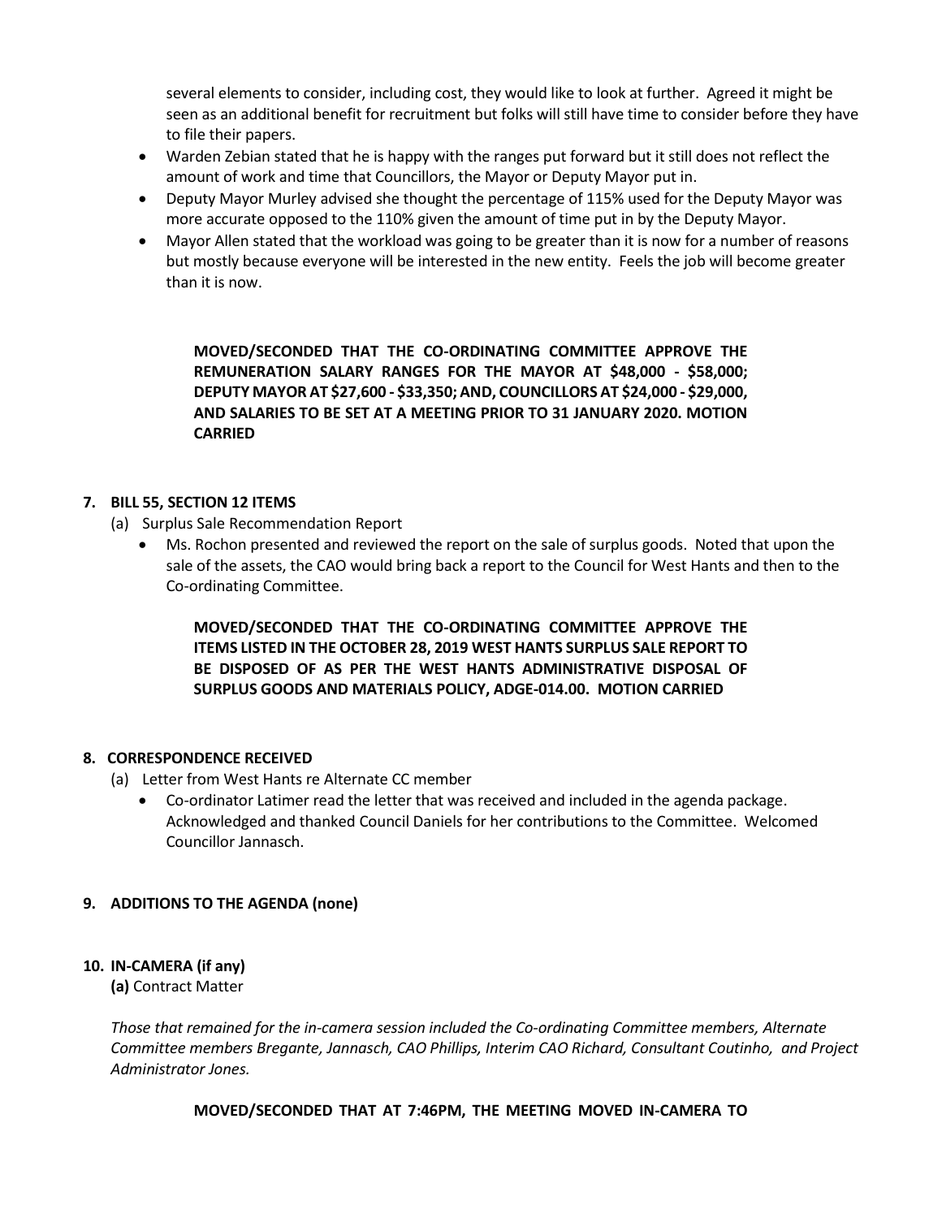several elements to consider, including cost, they would like to look at further. Agreed it might be seen as an additional benefit for recruitment but folks will still have time to consider before they have to file their papers.

- Warden Zebian stated that he is happy with the ranges put forward but it still does not reflect the amount of work and time that Councillors, the Mayor or Deputy Mayor put in.
- Deputy Mayor Murley advised she thought the percentage of 115% used for the Deputy Mayor was more accurate opposed to the 110% given the amount of time put in by the Deputy Mayor.
- Mayor Allen stated that the workload was going to be greater than it is now for a number of reasons but mostly because everyone will be interested in the new entity. Feels the job will become greater than it is now.

**MOVED/SECONDED THAT THE CO-ORDINATING COMMITTEE APPROVE THE REMUNERATION SALARY RANGES FOR THE MAYOR AT $48,000 - $58,000; DEPUTY MAYOR AT $27,600 - $33,350; AND, COUNCILLORS AT $24,000 - $29,000, AND SALARIES TO BE SET AT A MEETING PRIOR TO 31 JANUARY 2020. MOTION CARRIED**

## 7. BILL 55, SECTION 12 ITEMS

(a) Surplus Sale Recommendation Report

- Ms. Rochon presented and reviewed the report on the sale of surplus goods. Noted that upon the sale of the assets, the CAO would bring back a report to the Council for West Hants and then to the Co-ordinating Committee.

**MOVED/SECONDED THAT THE CO-ORDINATING COMMITTEE APPROVE THE ITEMS LISTED IN THE OCTOBER 28, 2019 WEST HANTS SURPLUS SALE REPORT TO BE DISPOSED OF AS PER THE WEST HANTS ADMINISTRATIVE DISPOSAL OF SURPLUS GOODS AND MATERIALS POLICY, ADGE-014.00. MOTION CARRIED**

## 8. CORRESPONDENCE RECEIVED

(a) Letter from West Hants re Alternate CC member

- Co-ordinator Latimer read the letter that was received and included in the agenda package. Acknowledged and thanked Council Daniels for her contributions to the Committee. Welcomed Councillor Jannasch.

## 9. ADDITIONS TO THE AGENDA (none)

## 10. IN-CAMERA (if any)

**(a)** Contract Matter

*Those that remained for the in-camera session included the Co-ordinating Committee members, Alternate Committee members Bregante, Jannasch, CAO Phillips, Interim CAO Richard, Consultant Coutinho, and Project Administrator Jones.*

**MOVED/SECONDED THAT AT 7:46PM, THE MEETING MOVED IN-CAMERA TO**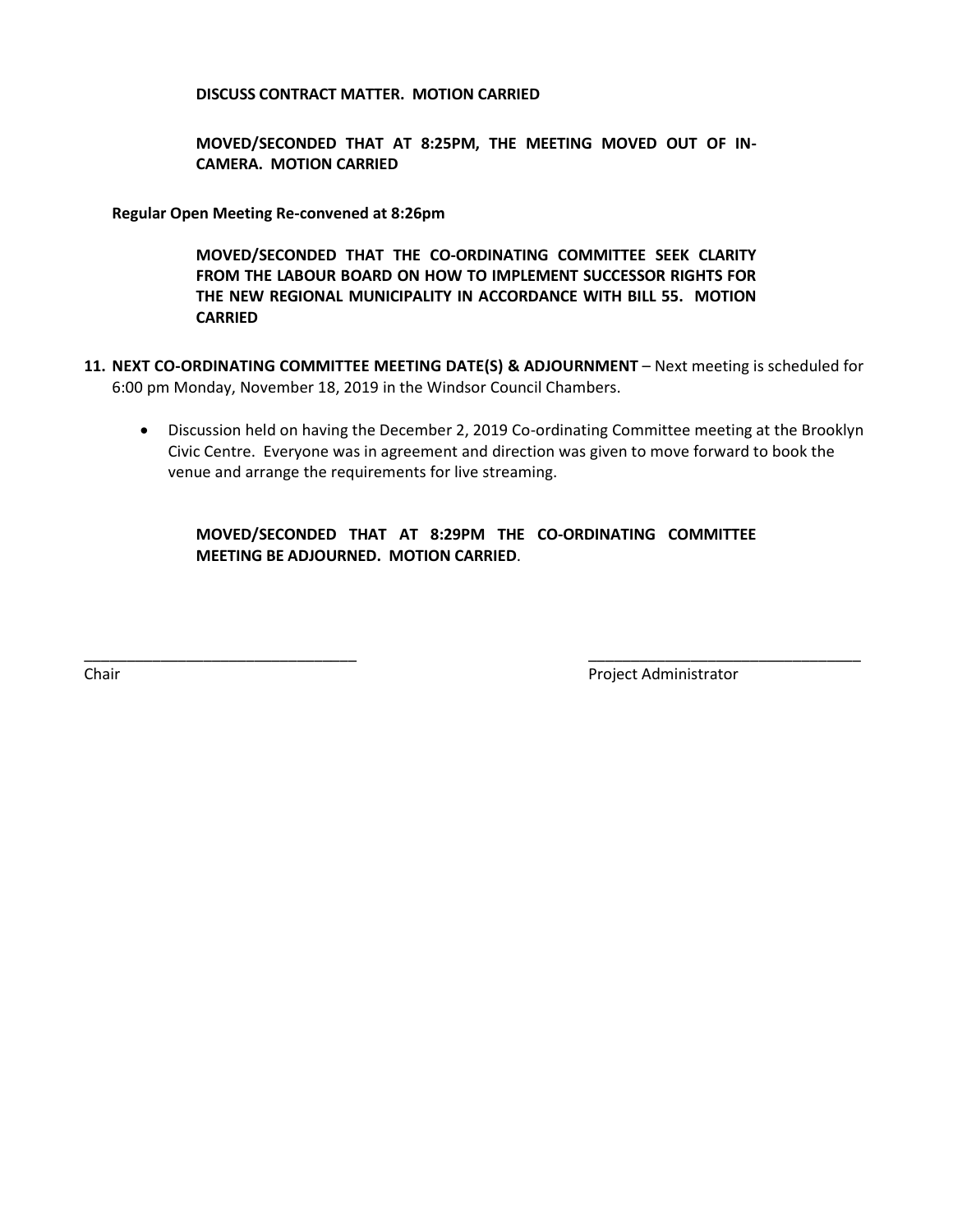**DISCUSS CONTRACT MATTER. MOTION CARRIED**

**MOVED/SECONDED THAT AT 8:25PM, THE MEETING MOVED OUT OF IN-CAMERA. MOTION CARRIED**

**Regular Open Meeting Re-convened at 8:26pm**

**MOVED/SECONDED THAT THE CO-ORDINATING COMMITTEE SEEK CLARITY FROM THE LABOUR BOARD ON HOW TO IMPLEMENT SUCCESSOR RIGHTS FOR THE NEW REGIONAL MUNICIPALITY IN ACCORDANCE WITH BILL 55. MOTION CARRIED**

11. **NEXT CO-ORDINATING COMMITTEE MEETING DATE(S) & ADJOURNMENT** – Next meeting is scheduled for 6:00 pm Monday, November 18, 2019 in the Windsor Council Chambers.

    - Discussion held on having the December 2, 2019 Co-ordinating Committee meeting at the Brooklyn Civic Centre. Everyone was in agreement and direction was given to move forward to book the venue and arrange the requirements for live streaming.

**MOVED/SECONDED THAT AT 8:29PM THE CO-ORDINATING COMMITTEE MEETING BE ADJOURNED. MOTION CARRIED**.

________________________________ ________________________________

Chair Project Administrator